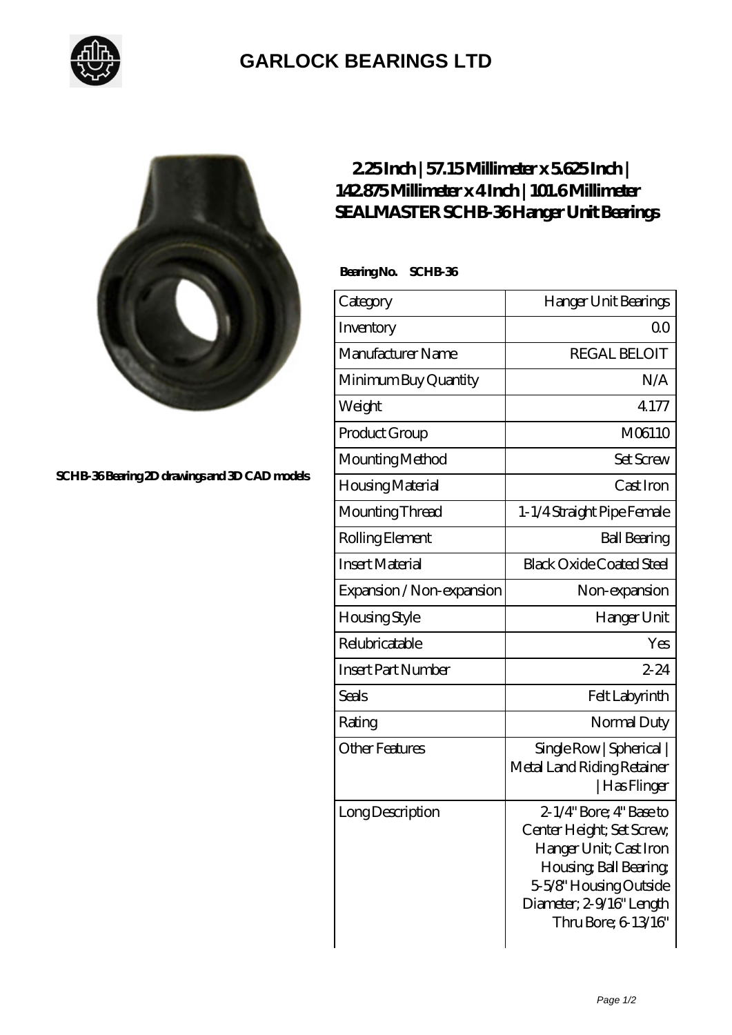# GARLOCK BEARINGS LTD

SCHB-36 Bearing 2D drawings and 3D CAD models

## 2.25 Inch | 57.15 Millimeter x 5.625 Inch | 142.875 Millimeter x 4 Inch | 101.6 Millimeter SEALMASTER SCHB-36 Hanger Unit Bearings

**Bearing No. SCHB-36**

| Category | Hanger Unit Bearings |
|---|---|
| Inventory | 0.0 |
| Manufacturer Name | REGAL BELOIT |
| Minimum Buy Quantity | N/A |
| Weight | 4.177 |
| Product Group | M06110 |
| Mounting Method | Set Screw |
| Housing Material | Cast Iron |
| Mounting Thread | 1-1/4 Straight Pipe Female |
| Rolling Element | Ball Bearing |
| Insert Material | Black Oxide Coated Steel |
| Expansion / Non-expansion | Non-expansion |
| Housing Style | Hanger Unit |
| Relubricatable | Yes |
| Insert Part Number | 2-24 |
| Seals | Felt Labyrinth |
| Rating | Normal Duty |
| Other Features | Single Row \| Spherical \| Metal Land Riding Retainer \| Has Flinger |
| Long Description | 2-1/4" Bore; 4" Base to Center Height; Set Screw; Hanger Unit; Cast Iron Housing; Ball Bearing; 5-5/8" Housing Outside Diameter; 2-9/16" Length Thru Bore; 6-13/16" |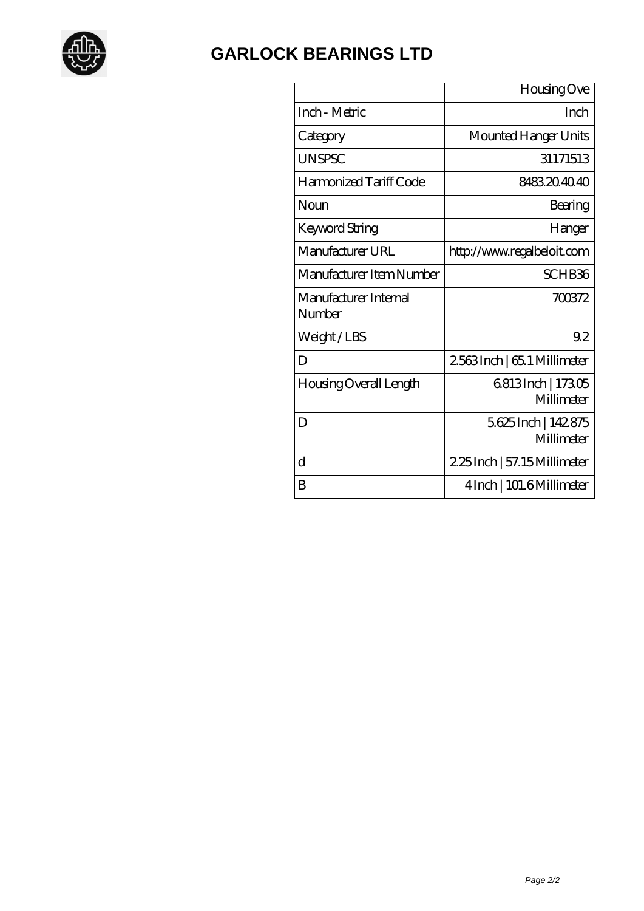# GARLOCK BEARINGS LTD

| | |
|---|---|
| | Housing Ove |
| Inch - Metric | Inch |
| Category | Mounted Hanger Units |
| UNSPSC | 31171513 |
| Harmonized Tariff Code | 8483.20.40.40 |
| Noun | Bearing |
| Keyword String | Hanger |
| Manufacturer URL | http://www.regalbeloit.com |
| Manufacturer Item Number | SCHB36 |
| Manufacturer Internal Number | 700372 |
| Weight / LBS | 9.2 |
| D | 2.563 Inch \| 65.1 Millimeter |
| Housing Overall Length | 6.813 Inch \| 173.05 Millimeter |
| D | 5.625 Inch \| 142.875 Millimeter |
| d | 2.25 Inch \| 57.15 Millimeter |
| B | 4 Inch \| 101.6 Millimeter |